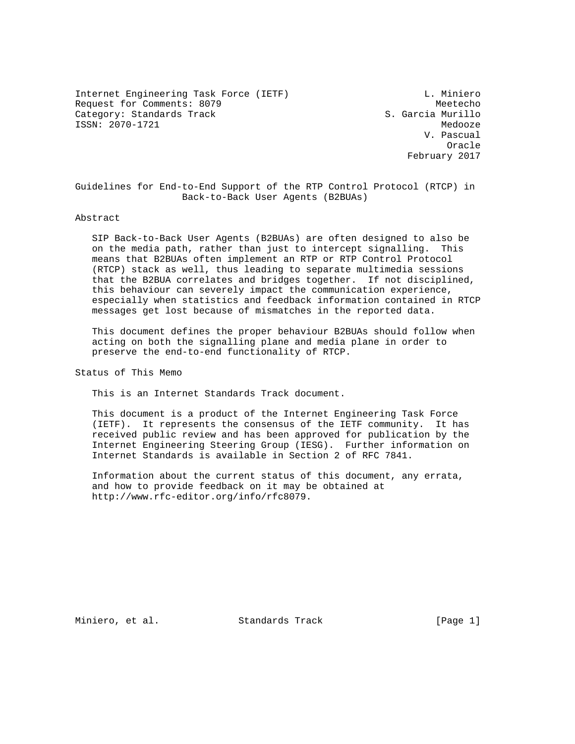Internet Engineering Task Force (IETF) L. Miniero
Request for Comments: 8079 Meetecho
Category: Standards Track S. Garcia Murillo
ISSN: 2070-1721 Medooze
V. Pascual
Oracle
February 2017

# Guidelines for End-to-End Support of the RTP Control Protocol (RTCP) in Back-to-Back User Agents (B2BUAs)

## Abstract

SIP Back-to-Back User Agents (B2BUAs) are often designed to also be on the media path, rather than just to intercept signalling. This means that B2BUAs often implement an RTP or RTP Control Protocol (RTCP) stack as well, thus leading to separate multimedia sessions that the B2BUA correlates and bridges together. If not disciplined, this behaviour can severely impact the communication experience, especially when statistics and feedback information contained in RTCP messages get lost because of mismatches in the reported data.

This document defines the proper behaviour B2BUAs should follow when acting on both the signalling plane and media plane in order to preserve the end-to-end functionality of RTCP.

## Status of This Memo

This is an Internet Standards Track document.

This document is a product of the Internet Engineering Task Force (IETF). It represents the consensus of the IETF community. It has received public review and has been approved for publication by the Internet Engineering Steering Group (IESG). Further information on Internet Standards is available in Section 2 of RFC 7841.

Information about the current status of this document, any errata, and how to provide feedback on it may be obtained at http://www.rfc-editor.org/info/rfc8079.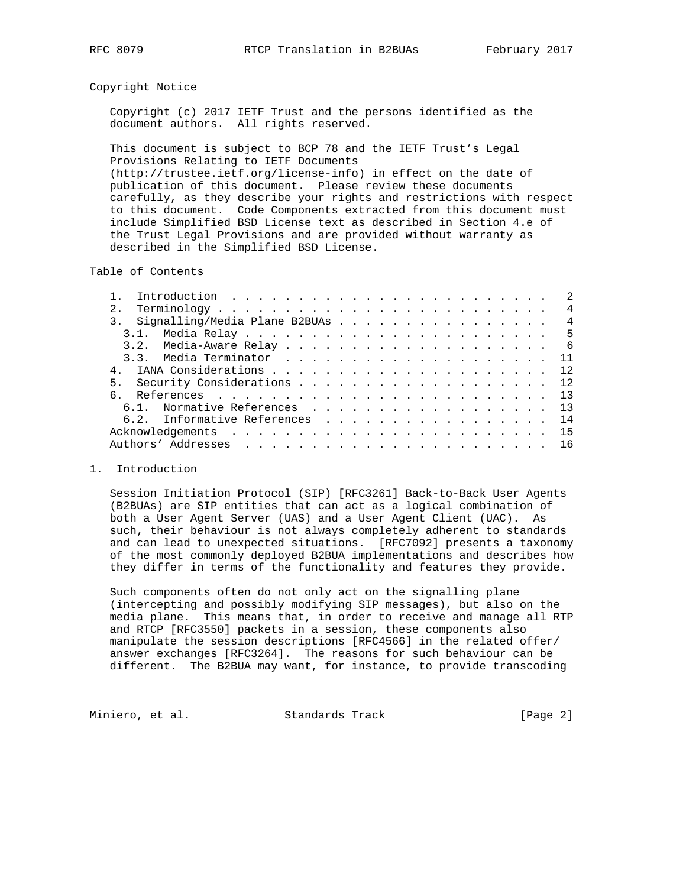## Copyright Notice

Copyright (c) 2017 IETF Trust and the persons identified as the document authors. All rights reserved.

This document is subject to BCP 78 and the IETF Trust's Legal Provisions Relating to IETF Documents (http://trustee.ietf.org/license-info) in effect on the date of publication of this document. Please review these documents carefully, as they describe your rights and restrictions with respect to this document. Code Components extracted from this document must include Simplified BSD License text as described in Section 4.e of the Trust Legal Provisions and are provided without warranty as described in the Simplified BSD License.

## Table of Contents

```
   1.  Introduction  . . . . . . . . . . . . . . . . . . . . . . . .   2
   2.  Terminology . . . . . . . . . . . . . . . . . . . . . . . . .   4
   3.  Signalling/Media Plane B2BUAs . . . . . . . . . . . . . . . .   4
     3.1.  Media Relay . . . . . . . . . . . . . . . . . . . . . . .   5
     3.2.  Media-Aware Relay . . . . . . . . . . . . . . . . . . . .   6
     3.3.  Media Terminator  . . . . . . . . . . . . . . . . . . . .  11
   4.  IANA Considerations . . . . . . . . . . . . . . . . . . . . .  12
   5.  Security Considerations . . . . . . . . . . . . . . . . . . .  12
   6.  References  . . . . . . . . . . . . . . . . . . . . . . . . .  13
     6.1.  Normative References  . . . . . . . . . . . . . . . . . .  13
     6.2.  Informative References  . . . . . . . . . . . . . . . . .  14
   Acknowledgements  . . . . . . . . . . . . . . . . . . . . . . . .  15
   Authors' Addresses  . . . . . . . . . . . . . . . . . . . . . . .  16
```

## 1. Introduction

Session Initiation Protocol (SIP) [RFC3261] Back-to-Back User Agents (B2BUAs) are SIP entities that can act as a logical combination of both a User Agent Server (UAS) and a User Agent Client (UAC). As such, their behaviour is not always completely adherent to standards and can lead to unexpected situations. [RFC7092] presents a taxonomy of the most commonly deployed B2BUA implementations and describes how they differ in terms of the functionality and features they provide.

Such components often do not only act on the signalling plane (intercepting and possibly modifying SIP messages), but also on the media plane. This means that, in order to receive and manage all RTP and RTCP [RFC3550] packets in a session, these components also manipulate the session descriptions [RFC4566] in the related offer/answer exchanges [RFC3264]. The reasons for such behaviour can be different. The B2BUA may want, for instance, to provide transcoding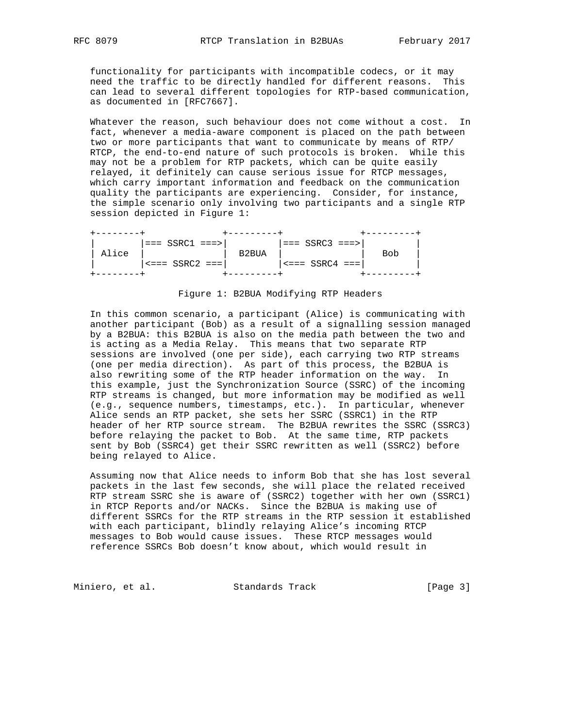functionality for participants with incompatible codecs, or it may need the traffic to be directly handled for different reasons. This can lead to several different topologies for RTP-based communication, as documented in [RFC7667].

Whatever the reason, such behaviour does not come without a cost. In fact, whenever a media-aware component is placed on the path between two or more participants that want to communicate by means of RTP/RTCP, the end-to-end nature of such protocols is broken. While this may not be a problem for RTP packets, which can be quite easily relayed, it definitely can cause serious issue for RTCP messages, which carry important information and feedback on the communication quality the participants are experiencing. Consider, for instance, the simple scenario only involving two participants and a single RTP session depicted in Figure 1:

```
+--------+              +---------+              +---------+
|        |=== SSRC1 ===>|         |=== SSRC3 ===>|         |
| Alice  |              |  B2BUA  |              |   Bob   |
|        |<=== SSRC2 ===|         |<=== SSRC4 ===|         |
+--------+              +---------+              +---------+
```

Figure 1: B2BUA Modifying RTP Headers

In this common scenario, a participant (Alice) is communicating with another participant (Bob) as a result of a signalling session managed by a B2BUA: this B2BUA is also on the media path between the two and is acting as a Media Relay. This means that two separate RTP sessions are involved (one per side), each carrying two RTP streams (one per media direction). As part of this process, the B2BUA is also rewriting some of the RTP header information on the way. In this example, just the Synchronization Source (SSRC) of the incoming RTP streams is changed, but more information may be modified as well (e.g., sequence numbers, timestamps, etc.). In particular, whenever Alice sends an RTP packet, she sets her SSRC (SSRC1) in the RTP header of her RTP source stream. The B2BUA rewrites the SSRC (SSRC3) before relaying the packet to Bob. At the same time, RTP packets sent by Bob (SSRC4) get their SSRC rewritten as well (SSRC2) before being relayed to Alice.

Assuming now that Alice needs to inform Bob that she has lost several packets in the last few seconds, she will place the related received RTP stream SSRC she is aware of (SSRC2) together with her own (SSRC1) in RTCP Reports and/or NACKs. Since the B2BUA is making use of different SSRCs for the RTP streams in the RTP session it established with each participant, blindly relaying Alice's incoming RTCP messages to Bob would cause issues. These RTCP messages would reference SSRCs Bob doesn't know about, which would result in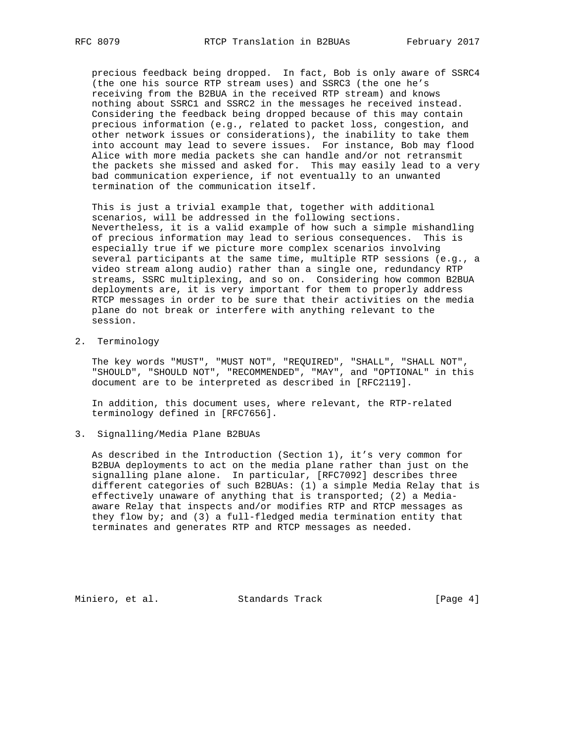precious feedback being dropped. In fact, Bob is only aware of SSRC4 (the one his source RTP stream uses) and SSRC3 (the one he's receiving from the B2BUA in the received RTP stream) and knows nothing about SSRC1 and SSRC2 in the messages he received instead. Considering the feedback being dropped because of this may contain precious information (e.g., related to packet loss, congestion, and other network issues or considerations), the inability to take them into account may lead to severe issues. For instance, Bob may flood Alice with more media packets she can handle and/or not retransmit the packets she missed and asked for. This may easily lead to a very bad communication experience, if not eventually to an unwanted termination of the communication itself.

This is just a trivial example that, together with additional scenarios, will be addressed in the following sections. Nevertheless, it is a valid example of how such a simple mishandling of precious information may lead to serious consequences. This is especially true if we picture more complex scenarios involving several participants at the same time, multiple RTP sessions (e.g., a video stream along audio) rather than a single one, redundancy RTP streams, SSRC multiplexing, and so on. Considering how common B2BUA deployments are, it is very important for them to properly address RTCP messages in order to be sure that their activities on the media plane do not break or interfere with anything relevant to the session.

## 2. Terminology

The key words "MUST", "MUST NOT", "REQUIRED", "SHALL", "SHALL NOT", "SHOULD", "SHOULD NOT", "RECOMMENDED", "MAY", and "OPTIONAL" in this document are to be interpreted as described in [RFC2119].

In addition, this document uses, where relevant, the RTP-related terminology defined in [RFC7656].

## 3. Signalling/Media Plane B2BUAs

As described in the Introduction (Section 1), it's very common for B2BUA deployments to act on the media plane rather than just on the signalling plane alone. In particular, [RFC7092] describes three different categories of such B2BUAs: (1) a simple Media Relay that is effectively unaware of anything that is transported; (2) a Media-aware Relay that inspects and/or modifies RTP and RTCP messages as they flow by; and (3) a full-fledged media termination entity that terminates and generates RTP and RTCP messages as needed.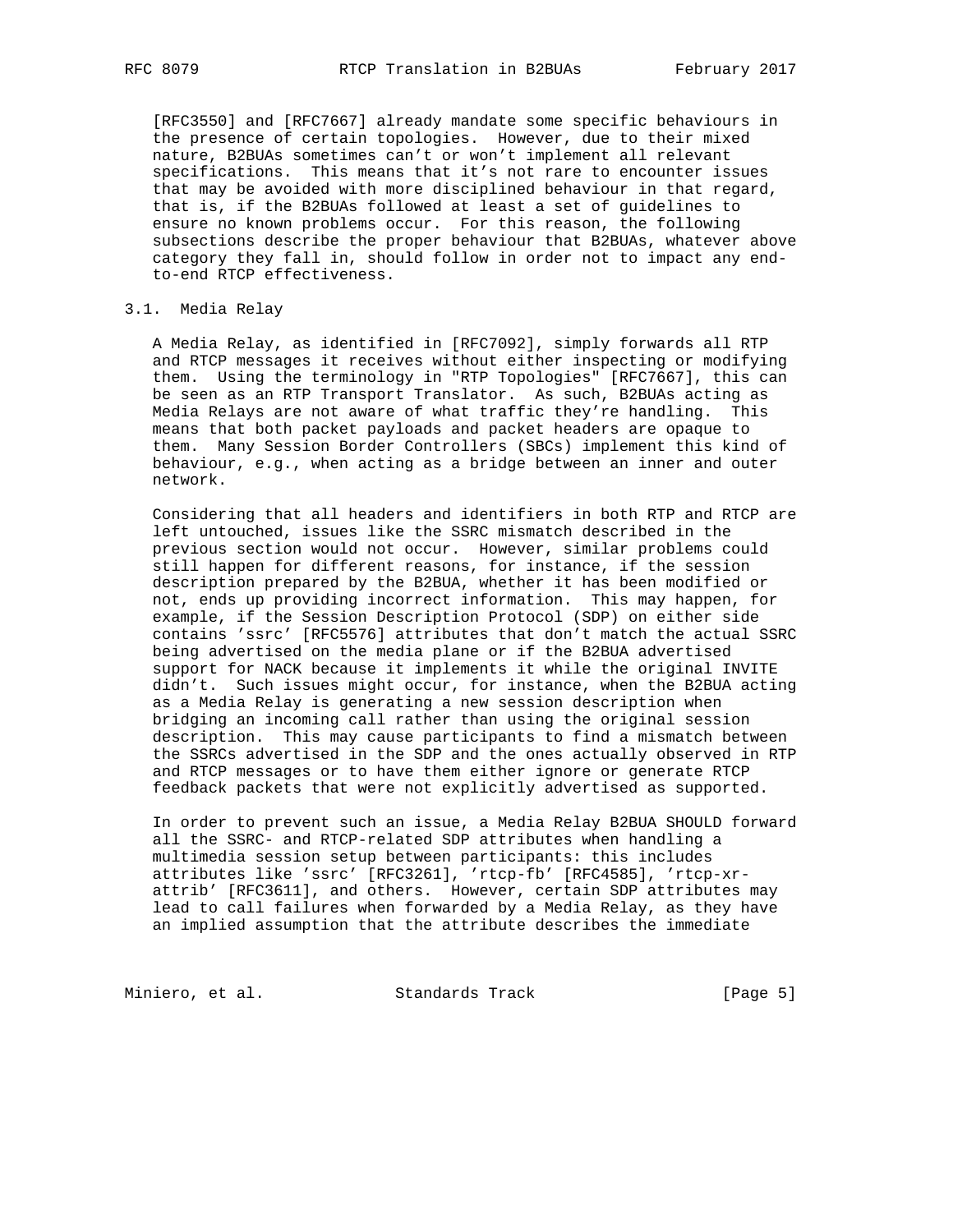[RFC3550] and [RFC7667] already mandate some specific behaviours in the presence of certain topologies. However, due to their mixed nature, B2BUAs sometimes can't or won't implement all relevant specifications. This means that it's not rare to encounter issues that may be avoided with more disciplined behaviour in that regard, that is, if the B2BUAs followed at least a set of guidelines to ensure no known problems occur. For this reason, the following subsections describe the proper behaviour that B2BUAs, whatever above category they fall in, should follow in order not to impact any end-to-end RTCP effectiveness.

### 3.1. Media Relay

A Media Relay, as identified in [RFC7092], simply forwards all RTP and RTCP messages it receives without either inspecting or modifying them. Using the terminology in "RTP Topologies" [RFC7667], this can be seen as an RTP Transport Translator. As such, B2BUAs acting as Media Relays are not aware of what traffic they're handling. This means that both packet payloads and packet headers are opaque to them. Many Session Border Controllers (SBCs) implement this kind of behaviour, e.g., when acting as a bridge between an inner and outer network.

Considering that all headers and identifiers in both RTP and RTCP are left untouched, issues like the SSRC mismatch described in the previous section would not occur. However, similar problems could still happen for different reasons, for instance, if the session description prepared by the B2BUA, whether it has been modified or not, ends up providing incorrect information. This may happen, for example, if the Session Description Protocol (SDP) on either side contains 'ssrc' [RFC5576] attributes that don't match the actual SSRC being advertised on the media plane or if the B2BUA advertised support for NACK because it implements it while the original INVITE didn't. Such issues might occur, for instance, when the B2BUA acting as a Media Relay is generating a new session description when bridging an incoming call rather than using the original session description. This may cause participants to find a mismatch between the SSRCs advertised in the SDP and the ones actually observed in RTP and RTCP messages or to have them either ignore or generate RTCP feedback packets that were not explicitly advertised as supported.

In order to prevent such an issue, a Media Relay B2BUA SHOULD forward all the SSRC- and RTCP-related SDP attributes when handling a multimedia session setup between participants: this includes attributes like 'ssrc' [RFC3261], 'rtcp-fb' [RFC4585], 'rtcp-xr-attrib' [RFC3611], and others. However, certain SDP attributes may lead to call failures when forwarded by a Media Relay, as they have an implied assumption that the attribute describes the immediate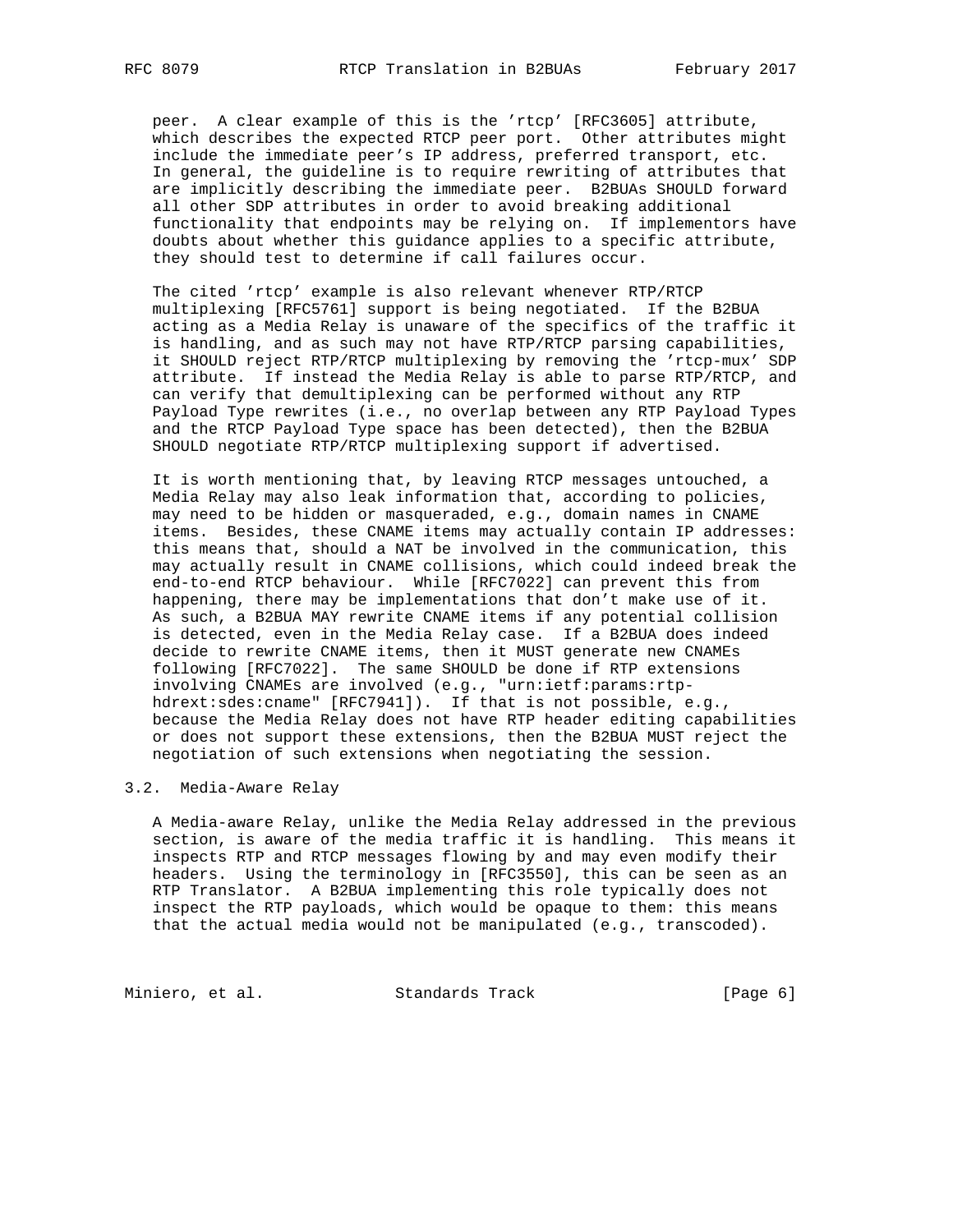peer. A clear example of this is the 'rtcp' [RFC3605] attribute, which describes the expected RTCP peer port. Other attributes might include the immediate peer's IP address, preferred transport, etc. In general, the guideline is to require rewriting of attributes that are implicitly describing the immediate peer. B2BUAs SHOULD forward all other SDP attributes in order to avoid breaking additional functionality that endpoints may be relying on. If implementors have doubts about whether this guidance applies to a specific attribute, they should test to determine if call failures occur.

The cited 'rtcp' example is also relevant whenever RTP/RTCP multiplexing [RFC5761] support is being negotiated. If the B2BUA acting as a Media Relay is unaware of the specifics of the traffic it is handling, and as such may not have RTP/RTCP parsing capabilities, it SHOULD reject RTP/RTCP multiplexing by removing the 'rtcp-mux' SDP attribute. If instead the Media Relay is able to parse RTP/RTCP, and can verify that demultiplexing can be performed without any RTP Payload Type rewrites (i.e., no overlap between any RTP Payload Types and the RTCP Payload Type space has been detected), then the B2BUA SHOULD negotiate RTP/RTCP multiplexing support if advertised.

It is worth mentioning that, by leaving RTCP messages untouched, a Media Relay may also leak information that, according to policies, may need to be hidden or masqueraded, e.g., domain names in CNAME items. Besides, these CNAME items may actually contain IP addresses: this means that, should a NAT be involved in the communication, this may actually result in CNAME collisions, which could indeed break the end-to-end RTCP behaviour. While [RFC7022] can prevent this from happening, there may be implementations that don't make use of it. As such, a B2BUA MAY rewrite CNAME items if any potential collision is detected, even in the Media Relay case. If a B2BUA does indeed decide to rewrite CNAME items, then it MUST generate new CNAMEs following [RFC7022]. The same SHOULD be done if RTP extensions involving CNAMEs are involved (e.g., "urn:ietf:params:rtp-hdrext:sdes:cname" [RFC7941]). If that is not possible, e.g., because the Media Relay does not have RTP header editing capabilities or does not support these extensions, then the B2BUA MUST reject the negotiation of such extensions when negotiating the session.

## 3.2. Media-Aware Relay

A Media-aware Relay, unlike the Media Relay addressed in the previous section, is aware of the media traffic it is handling. This means it inspects RTP and RTCP messages flowing by and may even modify their headers. Using the terminology in [RFC3550], this can be seen as an RTP Translator. A B2BUA implementing this role typically does not inspect the RTP payloads, which would be opaque to them: this means that the actual media would not be manipulated (e.g., transcoded).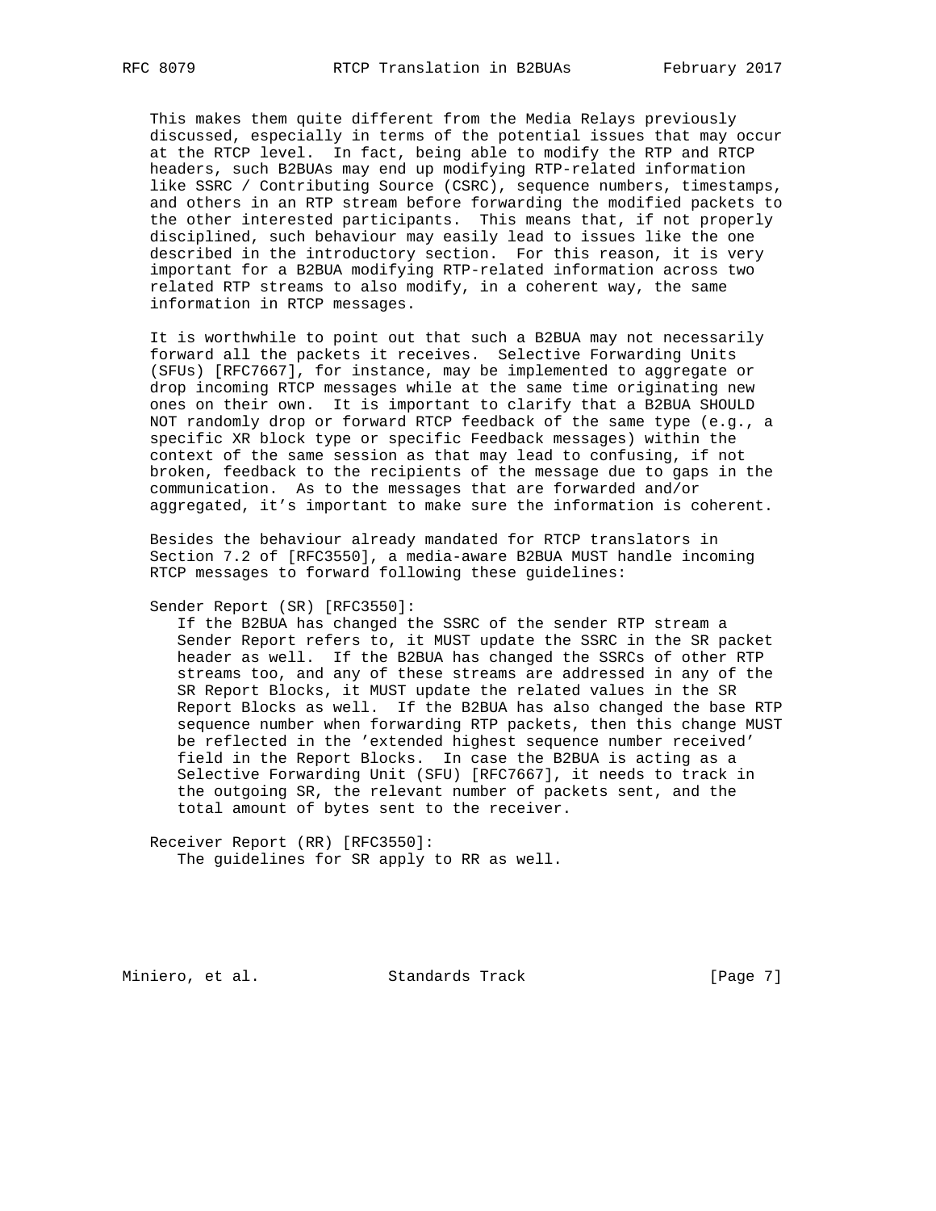This makes them quite different from the Media Relays previously discussed, especially in terms of the potential issues that may occur at the RTCP level. In fact, being able to modify the RTP and RTCP headers, such B2BUAs may end up modifying RTP-related information like SSRC / Contributing Source (CSRC), sequence numbers, timestamps, and others in an RTP stream before forwarding the modified packets to the other interested participants. This means that, if not properly disciplined, such behaviour may easily lead to issues like the one described in the introductory section. For this reason, it is very important for a B2BUA modifying RTP-related information across two related RTP streams to also modify, in a coherent way, the same information in RTCP messages.

It is worthwhile to point out that such a B2BUA may not necessarily forward all the packets it receives. Selective Forwarding Units (SFUs) [RFC7667], for instance, may be implemented to aggregate or drop incoming RTCP messages while at the same time originating new ones on their own. It is important to clarify that a B2BUA SHOULD NOT randomly drop or forward RTCP feedback of the same type (e.g., a specific XR block type or specific Feedback messages) within the context of the same session as that may lead to confusing, if not broken, feedback to the recipients of the message due to gaps in the communication. As to the messages that are forwarded and/or aggregated, it’s important to make sure the information is coherent.

Besides the behaviour already mandated for RTCP translators in Section 7.2 of [RFC3550], a media-aware B2BUA MUST handle incoming RTCP messages to forward following these guidelines:

Sender Report (SR) [RFC3550]:
   If the B2BUA has changed the SSRC of the sender RTP stream a Sender Report refers to, it MUST update the SSRC in the SR packet header as well. If the B2BUA has changed the SSRCs of other RTP streams too, and any of these streams are addressed in any of the SR Report Blocks, it MUST update the related values in the SR Report Blocks as well. If the B2BUA has also changed the base RTP sequence number when forwarding RTP packets, then this change MUST be reflected in the ’extended highest sequence number received’ field in the Report Blocks. In case the B2BUA is acting as a Selective Forwarding Unit (SFU) [RFC7667], it needs to track in the outgoing SR, the relevant number of packets sent, and the total amount of bytes sent to the receiver.

Receiver Report (RR) [RFC3550]:
   The guidelines for SR apply to RR as well.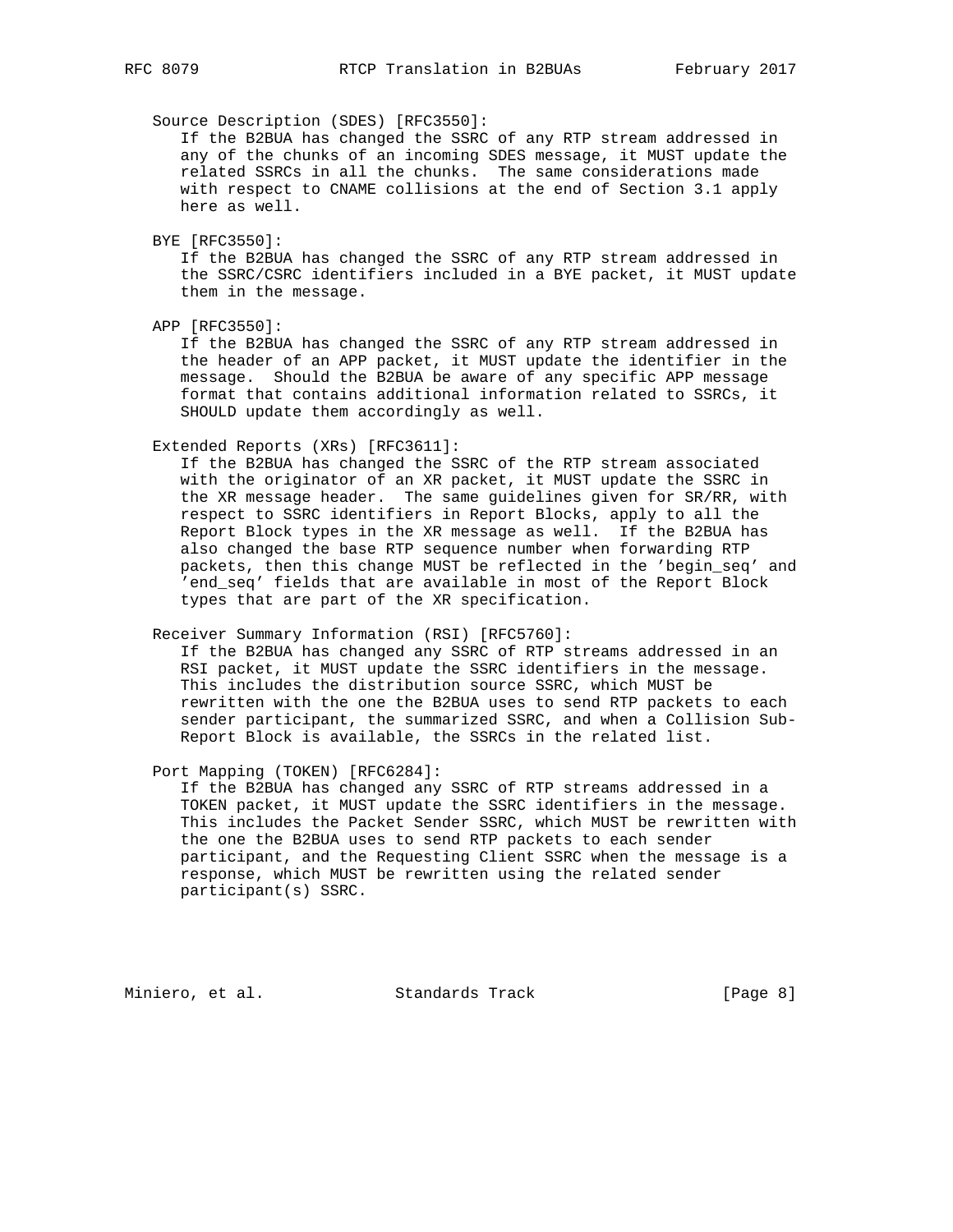Source Description (SDES) [RFC3550]:
If the B2BUA has changed the SSRC of any RTP stream addressed in any of the chunks of an incoming SDES message, it MUST update the related SSRCs in all the chunks. The same considerations made with respect to CNAME collisions at the end of Section 3.1 apply here as well.

BYE [RFC3550]:
If the B2BUA has changed the SSRC of any RTP stream addressed in the SSRC/CSRC identifiers included in a BYE packet, it MUST update them in the message.

APP [RFC3550]:
If the B2BUA has changed the SSRC of any RTP stream addressed in the header of an APP packet, it MUST update the identifier in the message. Should the B2BUA be aware of any specific APP message format that contains additional information related to SSRCs, it SHOULD update them accordingly as well.

Extended Reports (XRs) [RFC3611]:
If the B2BUA has changed the SSRC of the RTP stream associated with the originator of an XR packet, it MUST update the SSRC in the XR message header. The same guidelines given for SR/RR, with respect to SSRC identifiers in Report Blocks, apply to all the Report Block types in the XR message as well. If the B2BUA has also changed the base RTP sequence number when forwarding RTP packets, then this change MUST be reflected in the 'begin_seq' and 'end_seq' fields that are available in most of the Report Block types that are part of the XR specification.

Receiver Summary Information (RSI) [RFC5760]:
If the B2BUA has changed any SSRC of RTP streams addressed in an RSI packet, it MUST update the SSRC identifiers in the message. This includes the distribution source SSRC, which MUST be rewritten with the one the B2BUA uses to send RTP packets to each sender participant, the summarized SSRC, and when a Collision Sub-Report Block is available, the SSRCs in the related list.

Port Mapping (TOKEN) [RFC6284]:
If the B2BUA has changed any SSRC of RTP streams addressed in a TOKEN packet, it MUST update the SSRC identifiers in the message. This includes the Packet Sender SSRC, which MUST be rewritten with the one the B2BUA uses to send RTP packets to each sender participant, and the Requesting Client SSRC when the message is a response, which MUST be rewritten using the related sender participant(s) SSRC.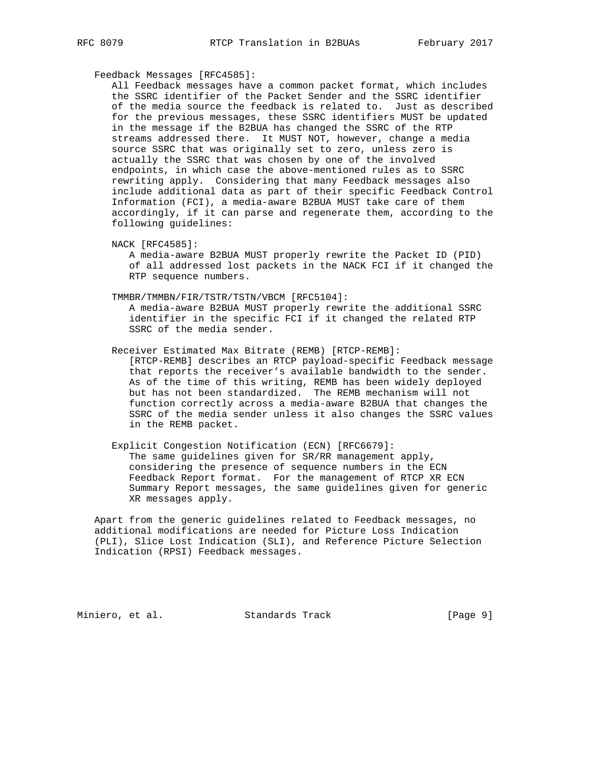Feedback Messages [RFC4585]:

All Feedback messages have a common packet format, which includes the SSRC identifier of the Packet Sender and the SSRC identifier of the media source the feedback is related to. Just as described for the previous messages, these SSRC identifiers MUST be updated in the message if the B2BUA has changed the SSRC of the RTP streams addressed there. It MUST NOT, however, change a media source SSRC that was originally set to zero, unless zero is actually the SSRC that was chosen by one of the involved endpoints, in which case the above-mentioned rules as to SSRC rewriting apply. Considering that many Feedback messages also include additional data as part of their specific Feedback Control Information (FCI), a media-aware B2BUA MUST take care of them accordingly, if it can parse and regenerate them, according to the following guidelines:

NACK [RFC4585]:

A media-aware B2BUA MUST properly rewrite the Packet ID (PID) of all addressed lost packets in the NACK FCI if it changed the RTP sequence numbers.

TMMBR/TMMBN/FIR/TSTR/TSTN/VBCM [RFC5104]:

A media-aware B2BUA MUST properly rewrite the additional SSRC identifier in the specific FCI if it changed the related RTP SSRC of the media sender.

Receiver Estimated Max Bitrate (REMB) [RTCP-REMB]:

[RTCP-REMB] describes an RTCP payload-specific Feedback message that reports the receiver's available bandwidth to the sender. As of the time of this writing, REMB has been widely deployed but has not been standardized. The REMB mechanism will not function correctly across a media-aware B2BUA that changes the SSRC of the media sender unless it also changes the SSRC values in the REMB packet.

Explicit Congestion Notification (ECN) [RFC6679]:

The same guidelines given for SR/RR management apply, considering the presence of sequence numbers in the ECN Feedback Report format. For the management of RTCP XR ECN Summary Report messages, the same guidelines given for generic XR messages apply.

Apart from the generic guidelines related to Feedback messages, no additional modifications are needed for Picture Loss Indication (PLI), Slice Lost Indication (SLI), and Reference Picture Selection Indication (RPSI) Feedback messages.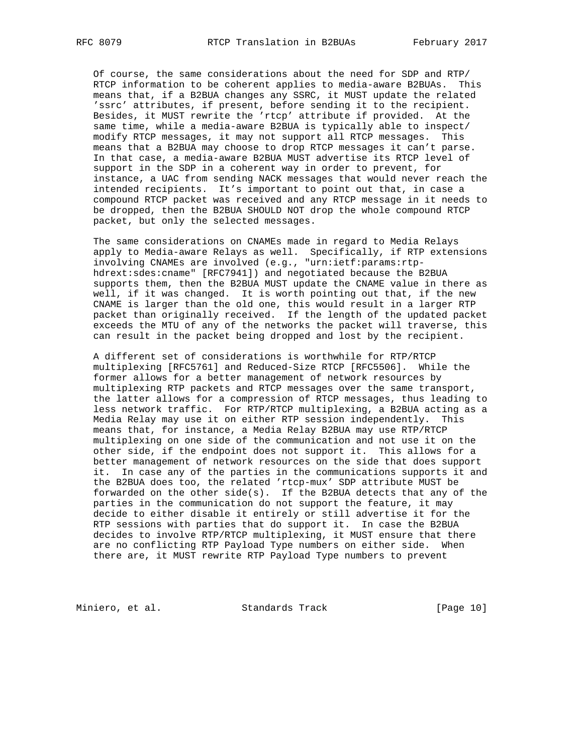Of course, the same considerations about the need for SDP and RTP/RTCP information to be coherent applies to media-aware B2BUAs. This means that, if a B2BUA changes any SSRC, it MUST update the related 'ssrc' attributes, if present, before sending it to the recipient. Besides, it MUST rewrite the 'rtcp' attribute if provided. At the same time, while a media-aware B2BUA is typically able to inspect/modify RTCP messages, it may not support all RTCP messages. This means that a B2BUA may choose to drop RTCP messages it can't parse. In that case, a media-aware B2BUA MUST advertise its RTCP level of support in the SDP in a coherent way in order to prevent, for instance, a UAC from sending NACK messages that would never reach the intended recipients. It's important to point out that, in case a compound RTCP packet was received and any RTCP message in it needs to be dropped, then the B2BUA SHOULD NOT drop the whole compound RTCP packet, but only the selected messages.

The same considerations on CNAMEs made in regard to Media Relays apply to Media-aware Relays as well. Specifically, if RTP extensions involving CNAMEs are involved (e.g., "urn:ietf:params:rtp-hdrext:sdes:cname" [RFC7941]) and negotiated because the B2BUA supports them, then the B2BUA MUST update the CNAME value in there as well, if it was changed. It is worth pointing out that, if the new CNAME is larger than the old one, this would result in a larger RTP packet than originally received. If the length of the updated packet exceeds the MTU of any of the networks the packet will traverse, this can result in the packet being dropped and lost by the recipient.

A different set of considerations is worthwhile for RTP/RTCP multiplexing [RFC5761] and Reduced-Size RTCP [RFC5506]. While the former allows for a better management of network resources by multiplexing RTP packets and RTCP messages over the same transport, the latter allows for a compression of RTCP messages, thus leading to less network traffic. For RTP/RTCP multiplexing, a B2BUA acting as a Media Relay may use it on either RTP session independently. This means that, for instance, a Media Relay B2BUA may use RTP/RTCP multiplexing on one side of the communication and not use it on the other side, if the endpoint does not support it. This allows for a better management of network resources on the side that does support it. In case any of the parties in the communications supports it and the B2BUA does too, the related 'rtcp-mux' SDP attribute MUST be forwarded on the other side(s). If the B2BUA detects that any of the parties in the communication do not support the feature, it may decide to either disable it entirely or still advertise it for the RTP sessions with parties that do support it. In case the B2BUA decides to involve RTP/RTCP multiplexing, it MUST ensure that there are no conflicting RTP Payload Type numbers on either side. When there are, it MUST rewrite RTP Payload Type numbers to prevent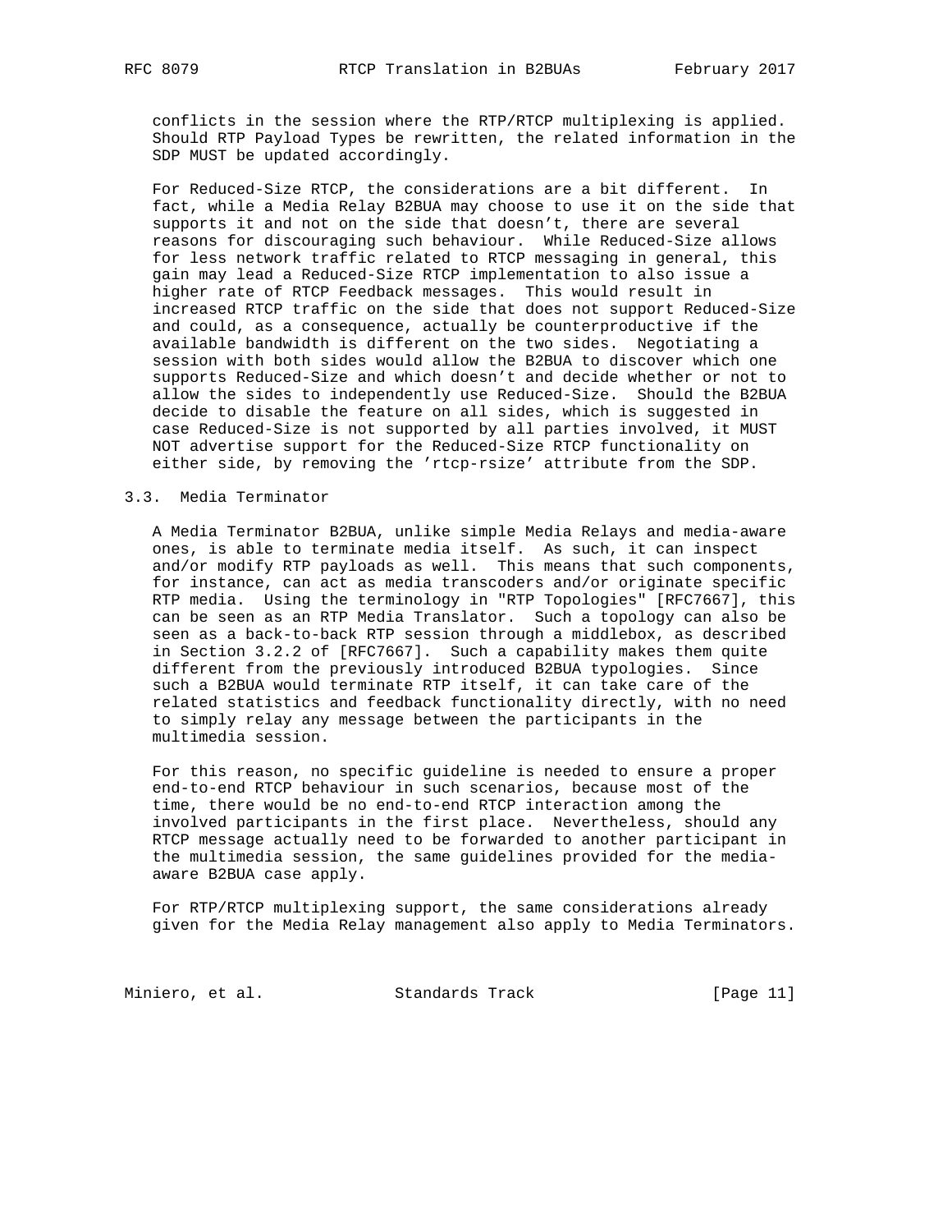conflicts in the session where the RTP/RTCP multiplexing is applied. Should RTP Payload Types be rewritten, the related information in the SDP MUST be updated accordingly.

For Reduced-Size RTCP, the considerations are a bit different. In fact, while a Media Relay B2BUA may choose to use it on the side that supports it and not on the side that doesn't, there are several reasons for discouraging such behaviour. While Reduced-Size allows for less network traffic related to RTCP messaging in general, this gain may lead a Reduced-Size RTCP implementation to also issue a higher rate of RTCP Feedback messages. This would result in increased RTCP traffic on the side that does not support Reduced-Size and could, as a consequence, actually be counterproductive if the available bandwidth is different on the two sides. Negotiating a session with both sides would allow the B2BUA to discover which one supports Reduced-Size and which doesn't and decide whether or not to allow the sides to independently use Reduced-Size. Should the B2BUA decide to disable the feature on all sides, which is suggested in case Reduced-Size is not supported by all parties involved, it MUST NOT advertise support for the Reduced-Size RTCP functionality on either side, by removing the 'rtcp-rsize' attribute from the SDP.

## 3.3. Media Terminator

A Media Terminator B2BUA, unlike simple Media Relays and media-aware ones, is able to terminate media itself. As such, it can inspect and/or modify RTP payloads as well. This means that such components, for instance, can act as media transcoders and/or originate specific RTP media. Using the terminology in "RTP Topologies" [RFC7667], this can be seen as an RTP Media Translator. Such a topology can also be seen as a back-to-back RTP session through a middlebox, as described in Section 3.2.2 of [RFC7667]. Such a capability makes them quite different from the previously introduced B2BUA typologies. Since such a B2BUA would terminate RTP itself, it can take care of the related statistics and feedback functionality directly, with no need to simply relay any message between the participants in the multimedia session.

For this reason, no specific guideline is needed to ensure a proper end-to-end RTCP behaviour in such scenarios, because most of the time, there would be no end-to-end RTCP interaction among the involved participants in the first place. Nevertheless, should any RTCP message actually need to be forwarded to another participant in the multimedia session, the same guidelines provided for the media-aware B2BUA case apply.

For RTP/RTCP multiplexing support, the same considerations already given for the Media Relay management also apply to Media Terminators.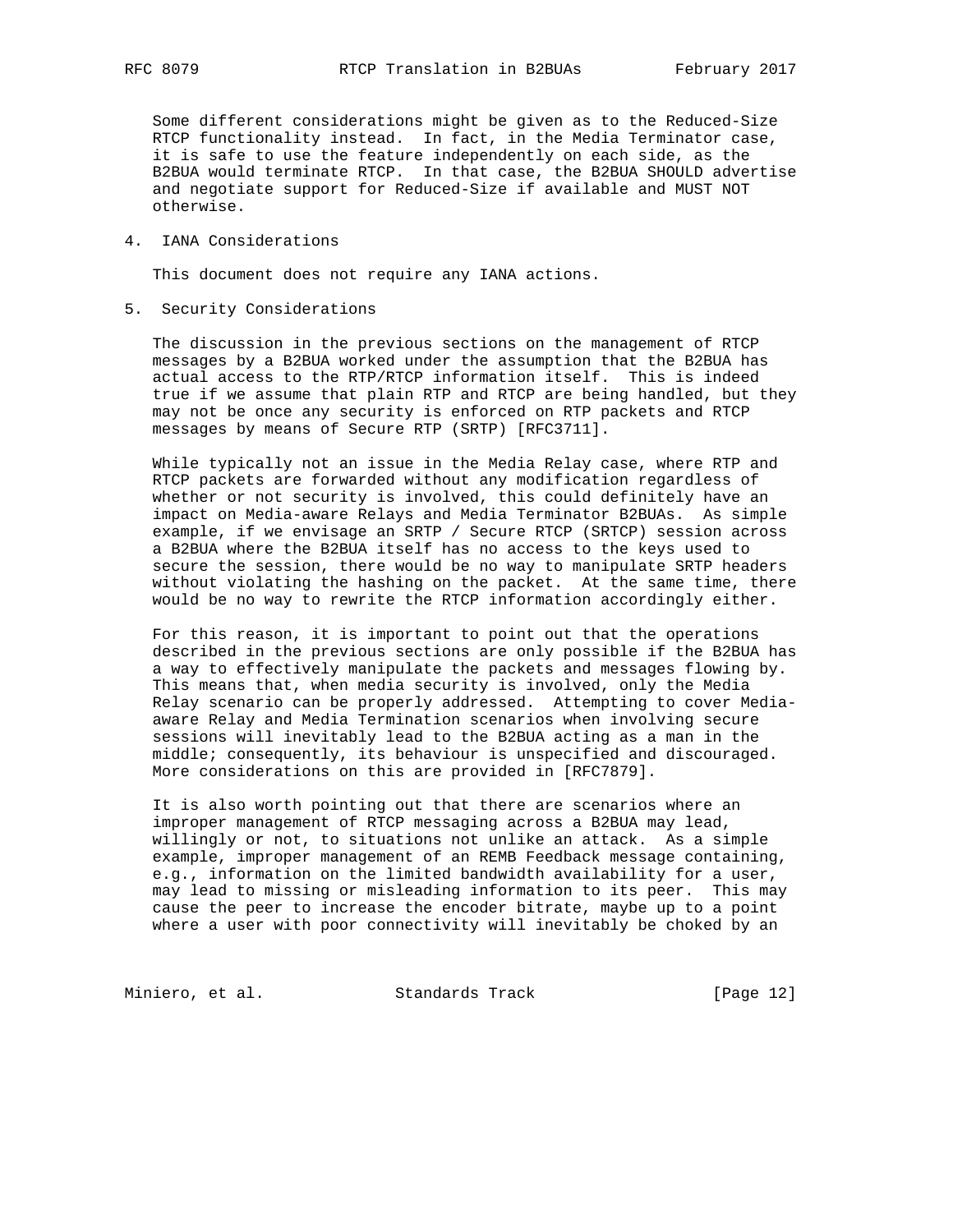Some different considerations might be given as to the Reduced-Size RTCP functionality instead. In fact, in the Media Terminator case, it is safe to use the feature independently on each side, as the B2BUA would terminate RTCP. In that case, the B2BUA SHOULD advertise and negotiate support for Reduced-Size if available and MUST NOT otherwise.

## 4. IANA Considerations

This document does not require any IANA actions.

## 5. Security Considerations

The discussion in the previous sections on the management of RTCP messages by a B2BUA worked under the assumption that the B2BUA has actual access to the RTP/RTCP information itself. This is indeed true if we assume that plain RTP and RTCP are being handled, but they may not be once any security is enforced on RTP packets and RTCP messages by means of Secure RTP (SRTP) [RFC3711].

While typically not an issue in the Media Relay case, where RTP and RTCP packets are forwarded without any modification regardless of whether or not security is involved, this could definitely have an impact on Media-aware Relays and Media Terminator B2BUAs. As simple example, if we envisage an SRTP / Secure RTCP (SRTCP) session across a B2BUA where the B2BUA itself has no access to the keys used to secure the session, there would be no way to manipulate SRTP headers without violating the hashing on the packet. At the same time, there would be no way to rewrite the RTCP information accordingly either.

For this reason, it is important to point out that the operations described in the previous sections are only possible if the B2BUA has a way to effectively manipulate the packets and messages flowing by. This means that, when media security is involved, only the Media Relay scenario can be properly addressed. Attempting to cover Media-aware Relay and Media Termination scenarios when involving secure sessions will inevitably lead to the B2BUA acting as a man in the middle; consequently, its behaviour is unspecified and discouraged. More considerations on this are provided in [RFC7879].

It is also worth pointing out that there are scenarios where an improper management of RTCP messaging across a B2BUA may lead, willingly or not, to situations not unlike an attack. As a simple example, improper management of an REMB Feedback message containing, e.g., information on the limited bandwidth availability for a user, may lead to missing or misleading information to its peer. This may cause the peer to increase the encoder bitrate, maybe up to a point where a user with poor connectivity will inevitably be choked by an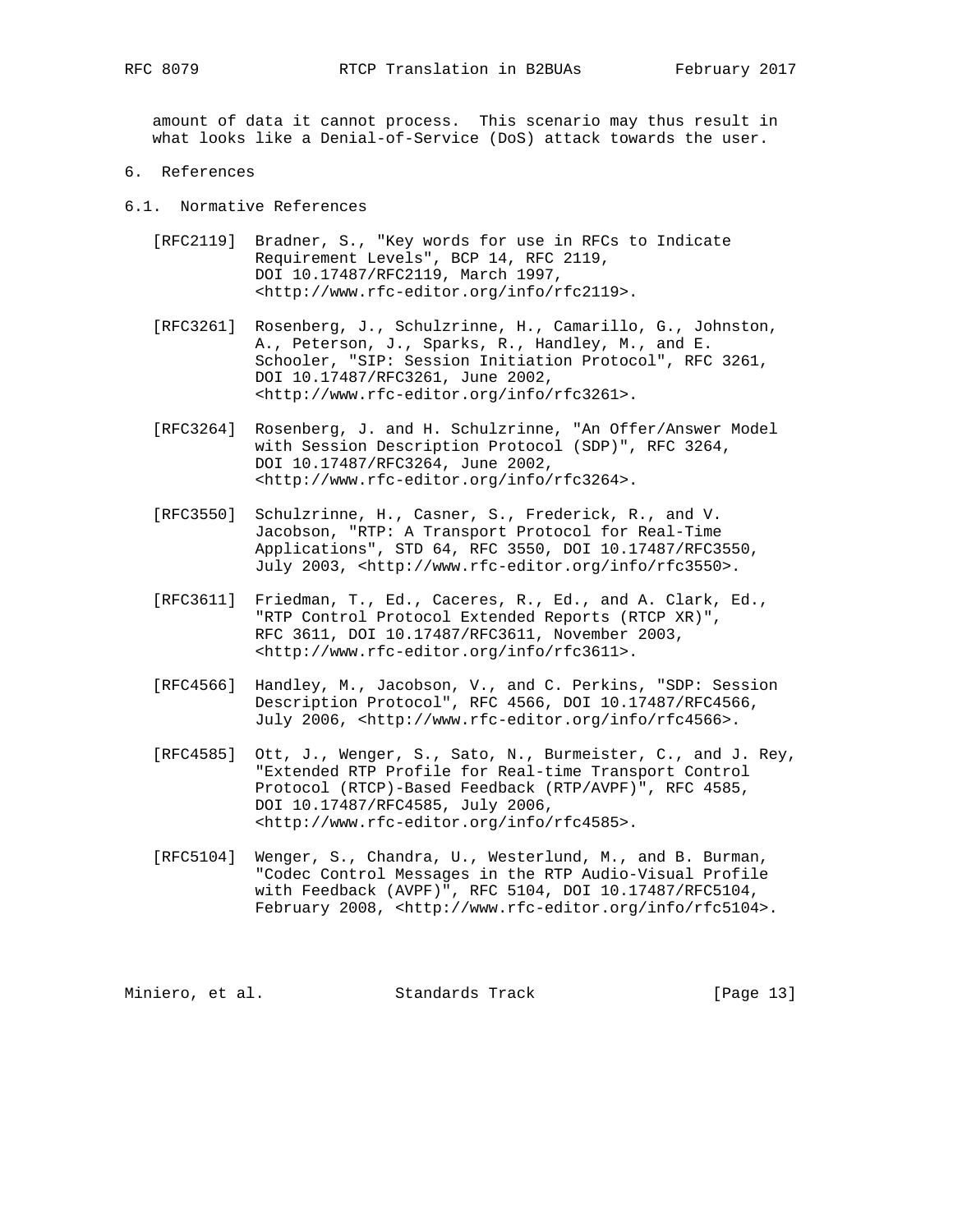amount of data it cannot process. This scenario may thus result in what looks like a Denial-of-Service (DoS) attack towards the user.

# 6. References

## 6.1. Normative References

[RFC2119] Bradner, S., "Key words for use in RFCs to Indicate Requirement Levels", BCP 14, RFC 2119, DOI 10.17487/RFC2119, March 1997, <http://www.rfc-editor.org/info/rfc2119>.

[RFC3261] Rosenberg, J., Schulzrinne, H., Camarillo, G., Johnston, A., Peterson, J., Sparks, R., Handley, M., and E. Schooler, "SIP: Session Initiation Protocol", RFC 3261, DOI 10.17487/RFC3261, June 2002, <http://www.rfc-editor.org/info/rfc3261>.

[RFC3264] Rosenberg, J. and H. Schulzrinne, "An Offer/Answer Model with Session Description Protocol (SDP)", RFC 3264, DOI 10.17487/RFC3264, June 2002, <http://www.rfc-editor.org/info/rfc3264>.

[RFC3550] Schulzrinne, H., Casner, S., Frederick, R., and V. Jacobson, "RTP: A Transport Protocol for Real-Time Applications", STD 64, RFC 3550, DOI 10.17487/RFC3550, July 2003, <http://www.rfc-editor.org/info/rfc3550>.

[RFC3611] Friedman, T., Ed., Caceres, R., Ed., and A. Clark, Ed., "RTP Control Protocol Extended Reports (RTCP XR)", RFC 3611, DOI 10.17487/RFC3611, November 2003, <http://www.rfc-editor.org/info/rfc3611>.

[RFC4566] Handley, M., Jacobson, V., and C. Perkins, "SDP: Session Description Protocol", RFC 4566, DOI 10.17487/RFC4566, July 2006, <http://www.rfc-editor.org/info/rfc4566>.

[RFC4585] Ott, J., Wenger, S., Sato, N., Burmeister, C., and J. Rey, "Extended RTP Profile for Real-time Transport Control Protocol (RTCP)-Based Feedback (RTP/AVPF)", RFC 4585, DOI 10.17487/RFC4585, July 2006, <http://www.rfc-editor.org/info/rfc4585>.

[RFC5104] Wenger, S., Chandra, U., Westerlund, M., and B. Burman, "Codec Control Messages in the RTP Audio-Visual Profile with Feedback (AVPF)", RFC 5104, DOI 10.17487/RFC5104, February 2008, <http://www.rfc-editor.org/info/rfc5104>.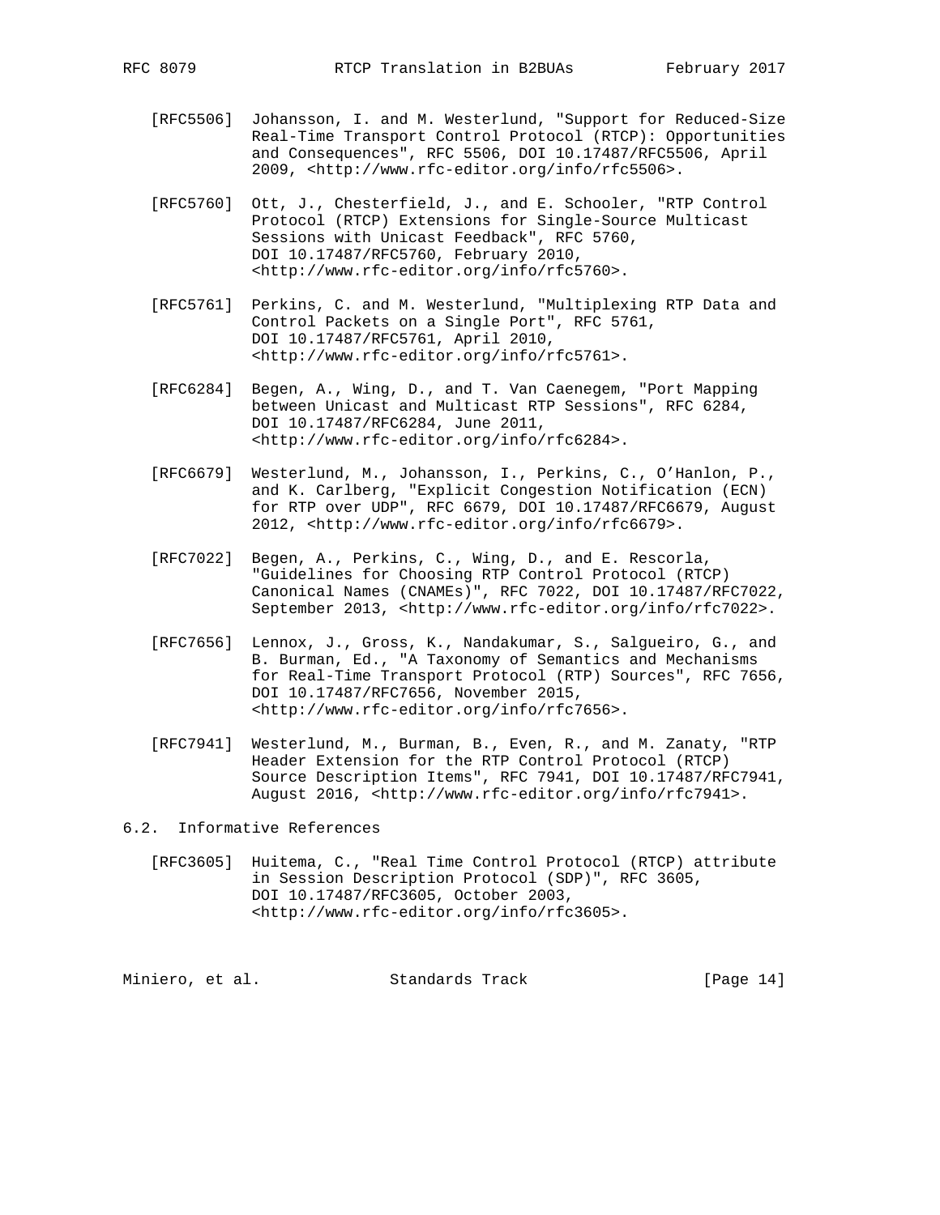[RFC5506] Johansson, I. and M. Westerlund, "Support for Reduced-Size Real-Time Transport Control Protocol (RTCP): Opportunities and Consequences", RFC 5506, DOI 10.17487/RFC5506, April 2009, <http://www.rfc-editor.org/info/rfc5506>.

[RFC5760] Ott, J., Chesterfield, J., and E. Schooler, "RTP Control Protocol (RTCP) Extensions for Single-Source Multicast Sessions with Unicast Feedback", RFC 5760, DOI 10.17487/RFC5760, February 2010, <http://www.rfc-editor.org/info/rfc5760>.

[RFC5761] Perkins, C. and M. Westerlund, "Multiplexing RTP Data and Control Packets on a Single Port", RFC 5761, DOI 10.17487/RFC5761, April 2010, <http://www.rfc-editor.org/info/rfc5761>.

[RFC6284] Begen, A., Wing, D., and T. Van Caenegem, "Port Mapping between Unicast and Multicast RTP Sessions", RFC 6284, DOI 10.17487/RFC6284, June 2011, <http://www.rfc-editor.org/info/rfc6284>.

[RFC6679] Westerlund, M., Johansson, I., Perkins, C., O'Hanlon, P., and K. Carlberg, "Explicit Congestion Notification (ECN) for RTP over UDP", RFC 6679, DOI 10.17487/RFC6679, August 2012, <http://www.rfc-editor.org/info/rfc6679>.

[RFC7022] Begen, A., Perkins, C., Wing, D., and E. Rescorla, "Guidelines for Choosing RTP Control Protocol (RTCP) Canonical Names (CNAMEs)", RFC 7022, DOI 10.17487/RFC7022, September 2013, <http://www.rfc-editor.org/info/rfc7022>.

[RFC7656] Lennox, J., Gross, K., Nandakumar, S., Salgueiro, G., and B. Burman, Ed., "A Taxonomy of Semantics and Mechanisms for Real-Time Transport Protocol (RTP) Sources", RFC 7656, DOI 10.17487/RFC7656, November 2015, <http://www.rfc-editor.org/info/rfc7656>.

[RFC7941] Westerlund, M., Burman, B., Even, R., and M. Zanaty, "RTP Header Extension for the RTP Control Protocol (RTCP) Source Description Items", RFC 7941, DOI 10.17487/RFC7941, August 2016, <http://www.rfc-editor.org/info/rfc7941>.

### 6.2. Informative References

[RFC3605] Huitema, C., "Real Time Control Protocol (RTCP) attribute in Session Description Protocol (SDP)", RFC 3605, DOI 10.17487/RFC3605, October 2003, <http://www.rfc-editor.org/info/rfc3605>.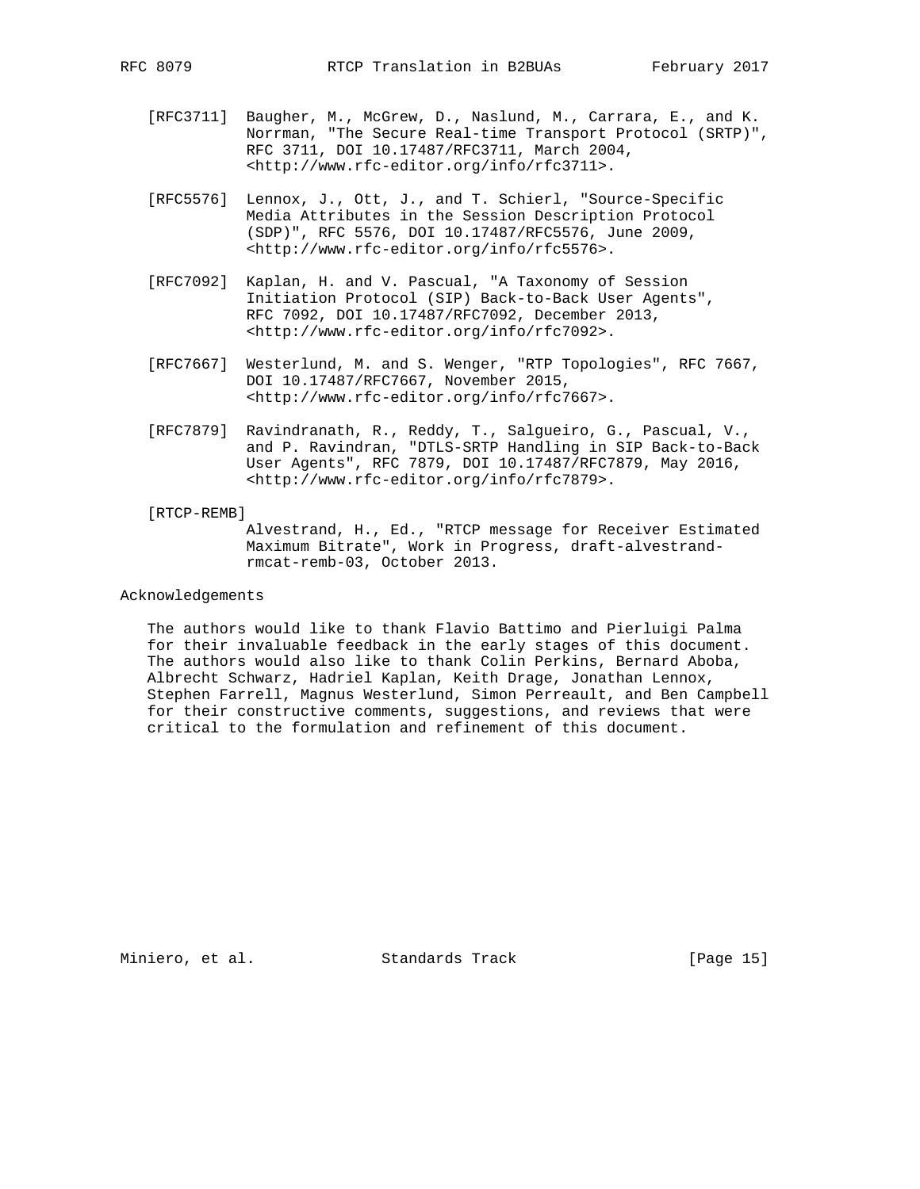[RFC3711] Baugher, M., McGrew, D., Naslund, M., Carrara, E., and K. Norrman, "The Secure Real-time Transport Protocol (SRTP)", RFC 3711, DOI 10.17487/RFC3711, March 2004, <http://www.rfc-editor.org/info/rfc3711>.

[RFC5576] Lennox, J., Ott, J., and T. Schierl, "Source-Specific Media Attributes in the Session Description Protocol (SDP)", RFC 5576, DOI 10.17487/RFC5576, June 2009, <http://www.rfc-editor.org/info/rfc5576>.

[RFC7092] Kaplan, H. and V. Pascual, "A Taxonomy of Session Initiation Protocol (SIP) Back-to-Back User Agents", RFC 7092, DOI 10.17487/RFC7092, December 2013, <http://www.rfc-editor.org/info/rfc7092>.

[RFC7667] Westerlund, M. and S. Wenger, "RTP Topologies", RFC 7667, DOI 10.17487/RFC7667, November 2015, <http://www.rfc-editor.org/info/rfc7667>.

[RFC7879] Ravindranath, R., Reddy, T., Salgueiro, G., Pascual, V., and P. Ravindran, "DTLS-SRTP Handling in SIP Back-to-Back User Agents", RFC 7879, DOI 10.17487/RFC7879, May 2016, <http://www.rfc-editor.org/info/rfc7879>.

[RTCP-REMB] Alvestrand, H., Ed., "RTCP message for Receiver Estimated Maximum Bitrate", Work in Progress, draft-alvestrand-rmcat-remb-03, October 2013.

## Acknowledgements

The authors would like to thank Flavio Battimo and Pierluigi Palma for their invaluable feedback in the early stages of this document. The authors would also like to thank Colin Perkins, Bernard Aboba, Albrecht Schwarz, Hadriel Kaplan, Keith Drage, Jonathan Lennox, Stephen Farrell, Magnus Westerlund, Simon Perreault, and Ben Campbell for their constructive comments, suggestions, and reviews that were critical to the formulation and refinement of this document.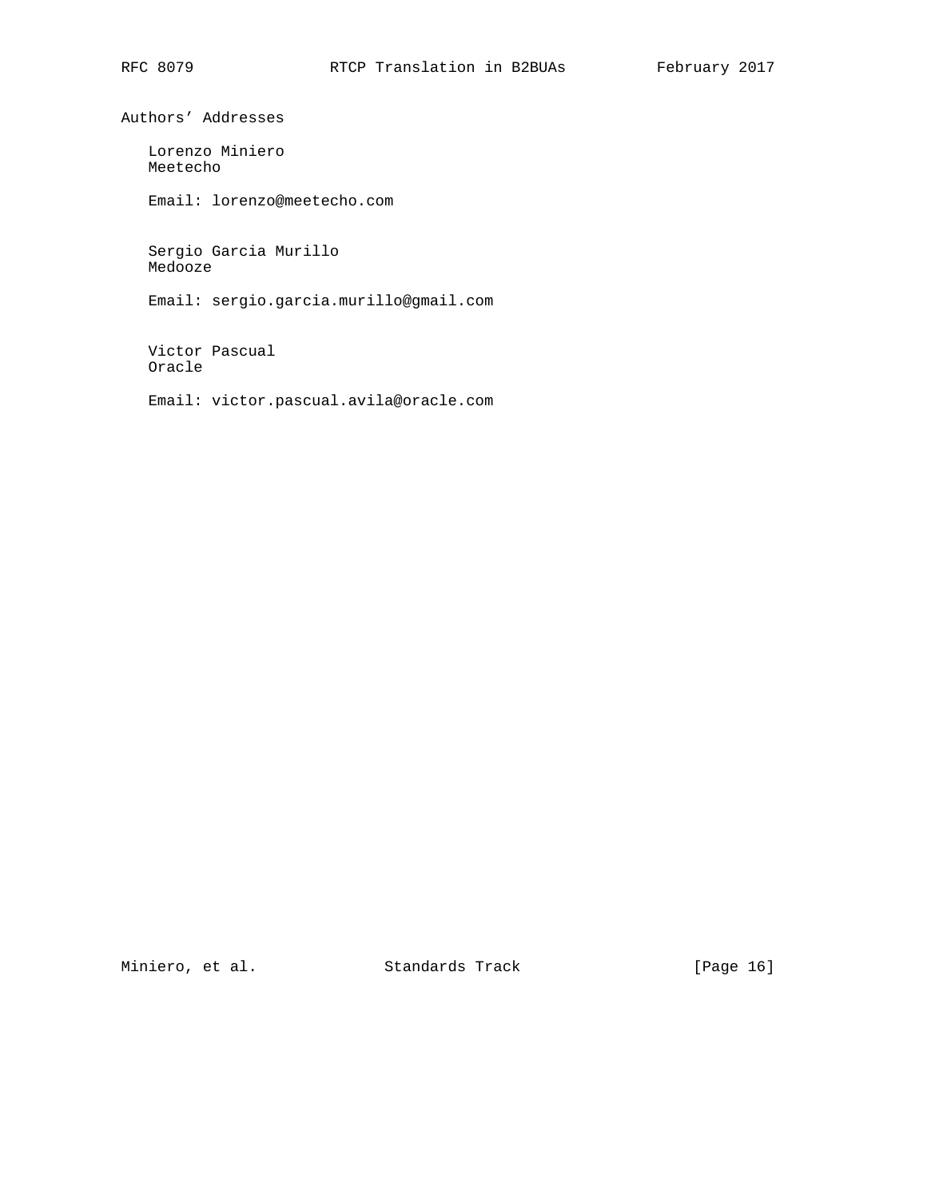## Authors' Addresses

Lorenzo Miniero
Meetecho

Email: lorenzo@meetecho.com

Sergio Garcia Murillo
Medooze

Email: sergio.garcia.murillo@gmail.com

Victor Pascual
Oracle

Email: victor.pascual.avila@oracle.com